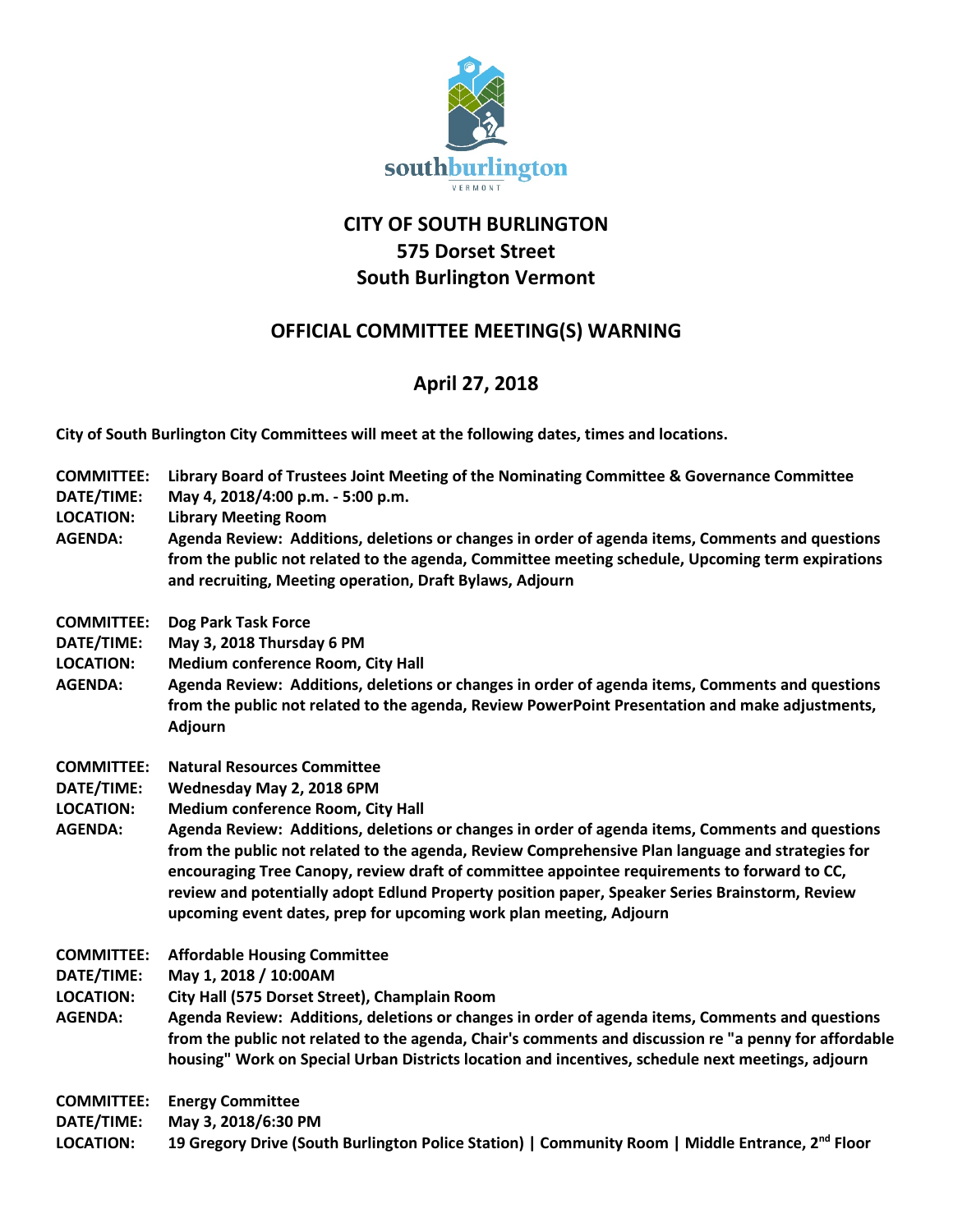# CITY OF SOUTH BURLINGTON
# 575 Dorset Street
# South Burlington Vermont

## OFFICIAL COMMITTEE MEETING(S) WARNING

## April 27, 2018

**City of South Burlington City Committees will meet at the following dates, times and locations.**

**COMMITTEE:** Library Board of Trustees Joint Meeting of the Nominating Committee & Governance Committee
**DATE/TIME:** May 4, 2018/4:00 p.m. - 5:00 p.m.
**LOCATION:** Library Meeting Room
**AGENDA:** Agenda Review: Additions, deletions or changes in order of agenda items, Comments and questions from the public not related to the agenda, Committee meeting schedule, Upcoming term expirations and recruiting, Meeting operation, Draft Bylaws, Adjourn

**COMMITTEE:** Dog Park Task Force
**DATE/TIME:** May 3, 2018 Thursday 6 PM
**LOCATION:** Medium conference Room, City Hall
**AGENDA:** Agenda Review: Additions, deletions or changes in order of agenda items, Comments and questions from the public not related to the agenda, Review PowerPoint Presentation and make adjustments, Adjourn

**COMMITTEE:** Natural Resources Committee
**DATE/TIME:** Wednesday May 2, 2018 6PM
**LOCATION:** Medium conference Room, City Hall
**AGENDA:** Agenda Review: Additions, deletions or changes in order of agenda items, Comments and questions from the public not related to the agenda, Review Comprehensive Plan language and strategies for encouraging Tree Canopy, review draft of committee appointee requirements to forward to CC, review and potentially adopt Edlund Property position paper, Speaker Series Brainstorm, Review upcoming event dates, prep for upcoming work plan meeting, Adjourn

**COMMITTEE:** Affordable Housing Committee
**DATE/TIME:** May 1, 2018 / 10:00AM
**LOCATION:** City Hall (575 Dorset Street), Champlain Room
**AGENDA:** Agenda Review: Additions, deletions or changes in order of agenda items, Comments and questions from the public not related to the agenda, Chair's comments and discussion re "a penny for affordable housing" Work on Special Urban Districts location and incentives, schedule next meetings, adjourn

**COMMITTEE:** Energy Committee
**DATE/TIME:** May 3, 2018/6:30 PM
**LOCATION:** 19 Gregory Drive (South Burlington Police Station) | Community Room | Middle Entrance, 2nd Floor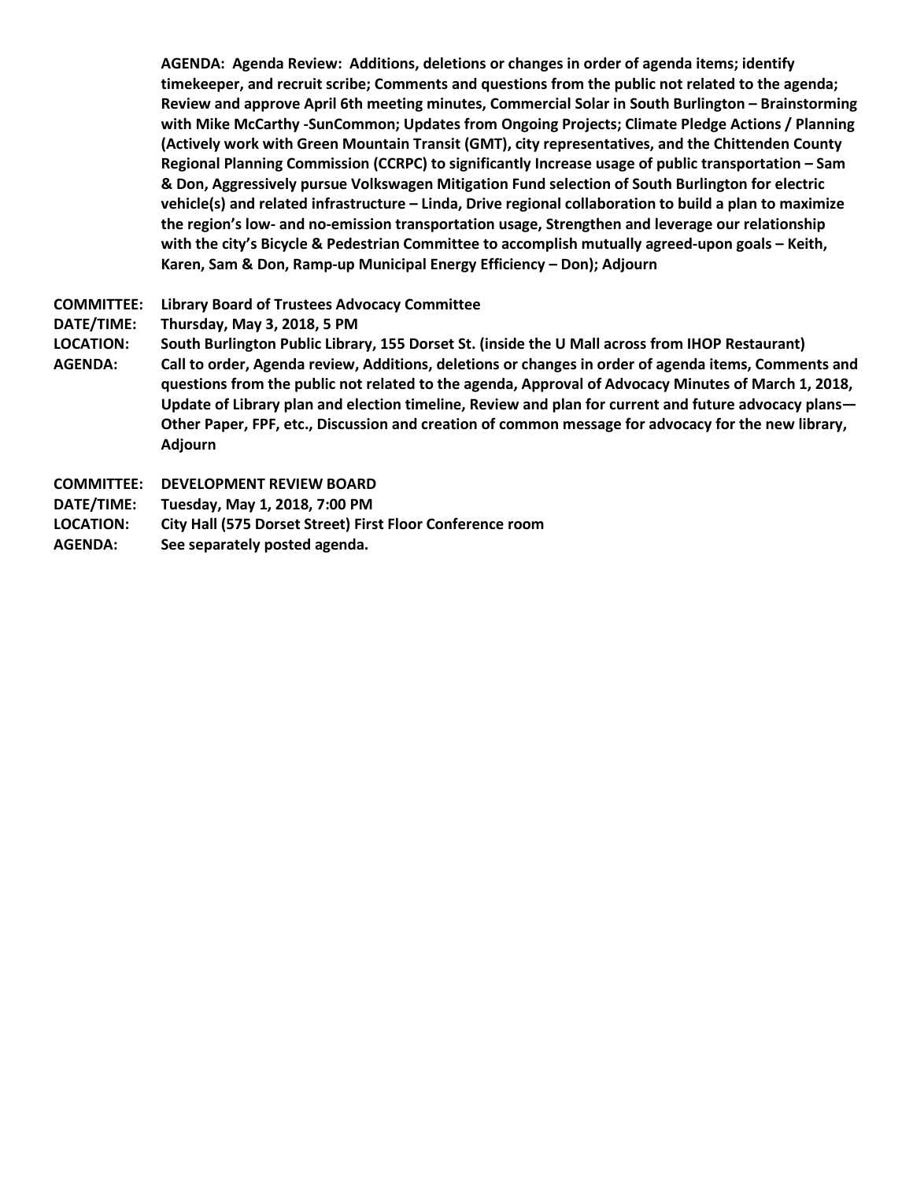**AGENDA: Agenda Review: Additions, deletions or changes in order of agenda items; identify timekeeper, and recruit scribe; Comments and questions from the public not related to the agenda; Review and approve April 6th meeting minutes, Commercial Solar in South Burlington – Brainstorming with Mike McCarthy -SunCommon; Updates from Ongoing Projects; Climate Pledge Actions / Planning (Actively work with Green Mountain Transit (GMT), city representatives, and the Chittenden County Regional Planning Commission (CCRPC) to significantly Increase usage of public transportation – Sam & Don, Aggressively pursue Volkswagen Mitigation Fund selection of South Burlington for electric vehicle(s) and related infrastructure – Linda, Drive regional collaboration to build a plan to maximize the region's low- and no-emission transportation usage, Strengthen and leverage our relationship with the city's Bicycle & Pedestrian Committee to accomplish mutually agreed-upon goals – Keith, Karen, Sam & Don, Ramp-up Municipal Energy Efficiency – Don); Adjourn**

**COMMITTEE: Library Board of Trustees Advocacy Committee**
**DATE/TIME: Thursday, May 3, 2018, 5 PM**
**LOCATION: South Burlington Public Library, 155 Dorset St. (inside the U Mall across from IHOP Restaurant)**
**AGENDA: Call to order, Agenda review, Additions, deletions or changes in order of agenda items, Comments and questions from the public not related to the agenda, Approval of Advocacy Minutes of March 1, 2018, Update of Library plan and election timeline, Review and plan for current and future advocacy plans—Other Paper, FPF, etc., Discussion and creation of common message for advocacy for the new library, Adjourn**

**COMMITTEE: DEVELOPMENT REVIEW BOARD**
**DATE/TIME: Tuesday, May 1, 2018, 7:00 PM**
**LOCATION: City Hall (575 Dorset Street) First Floor Conference room**
**AGENDA: See separately posted agenda.**